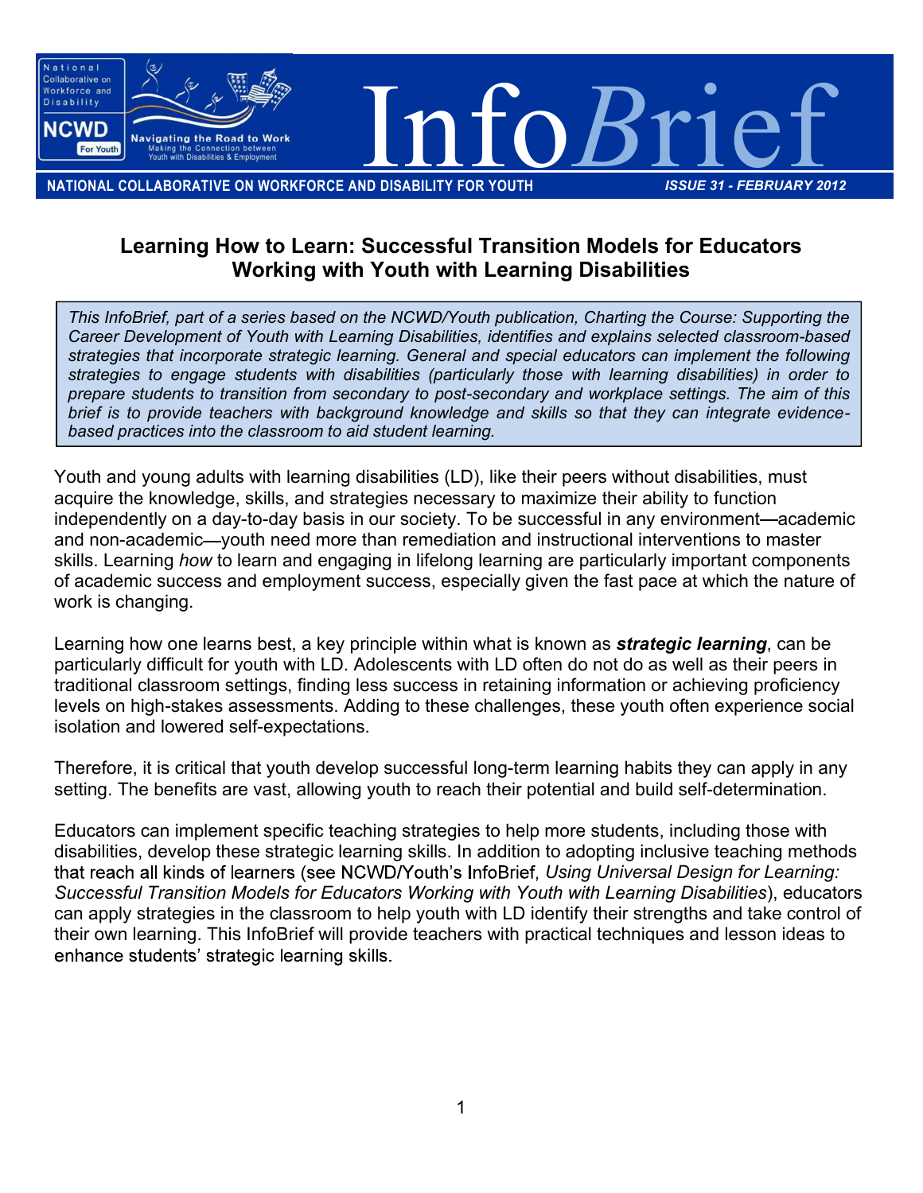# InfoBrief

**NATIONAL COLLABORATIVE ON WORKFORCE AND DISABILITY FOR YOUTH** — *ISSUE 31 - FEBRUARY 2012*

## Learning How to Learn: Successful Transition Models for Educators Working with Youth with Learning Disabilities

*This InfoBrief, part of a series based on the NCWD/Youth publication, Charting the Course: Supporting the Career Development of Youth with Learning Disabilities, identifies and explains selected classroom-based strategies that incorporate strategic learning. General and special educators can implement the following strategies to engage students with disabilities (particularly those with learning disabilities) in order to prepare students to transition from secondary to post-secondary and workplace settings. The aim of this brief is to provide teachers with background knowledge and skills so that they can integrate evidence-based practices into the classroom to aid student learning.*

Youth and young adults with learning disabilities (LD), like their peers without disabilities, must acquire the knowledge, skills, and strategies necessary to maximize their ability to function independently on a day-to-day basis in our society. To be successful in any environment—academic and non-academic—youth need more than remediation and instructional interventions to master skills. Learning *how* to learn and engaging in lifelong learning are particularly important components of academic success and employment success, especially given the fast pace at which the nature of work is changing.

Learning how one learns best, a key principle within what is known as ***strategic learning***, can be particularly difficult for youth with LD. Adolescents with LD often do not do as well as their peers in traditional classroom settings, finding less success in retaining information or achieving proficiency levels on high-stakes assessments. Adding to these challenges, these youth often experience social isolation and lowered self-expectations.

Therefore, it is critical that youth develop successful long-term learning habits they can apply in any setting. The benefits are vast, allowing youth to reach their potential and build self-determination.

Educators can implement specific teaching strategies to help more students, including those with disabilities, develop these strategic learning skills. In addition to adopting inclusive teaching methods that reach all kinds of learners (see NCWD/Youth's InfoBrief, *Using Universal Design for Learning: Successful Transition Models for Educators Working with Youth with Learning Disabilities*), educators can apply strategies in the classroom to help youth with LD identify their strengths and take control of their own learning. This InfoBrief will provide teachers with practical techniques and lesson ideas to enhance students' strategic learning skills.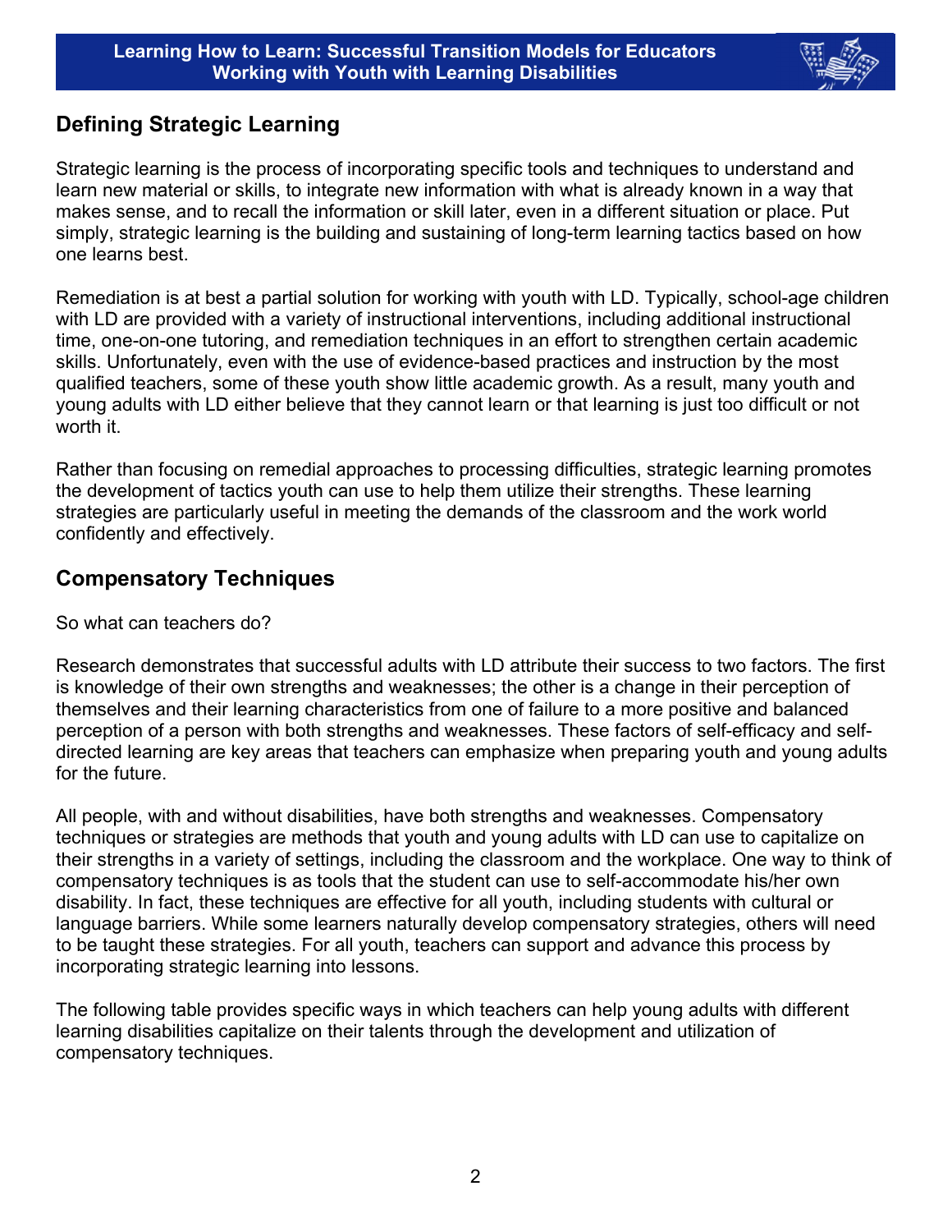## Defining Strategic Learning

Strategic learning is the process of incorporating specific tools and techniques to understand and learn new material or skills, to integrate new information with what is already known in a way that makes sense, and to recall the information or skill later, even in a different situation or place. Put simply, strategic learning is the building and sustaining of long-term learning tactics based on how one learns best.

Remediation is at best a partial solution for working with youth with LD. Typically, school-age children with LD are provided with a variety of instructional interventions, including additional instructional time, one-on-one tutoring, and remediation techniques in an effort to strengthen certain academic skills. Unfortunately, even with the use of evidence-based practices and instruction by the most qualified teachers, some of these youth show little academic growth. As a result, many youth and young adults with LD either believe that they cannot learn or that learning is just too difficult or not worth it.

Rather than focusing on remedial approaches to processing difficulties, strategic learning promotes the development of tactics youth can use to help them utilize their strengths. These learning strategies are particularly useful in meeting the demands of the classroom and the work world confidently and effectively.

## Compensatory Techniques

So what can teachers do?

Research demonstrates that successful adults with LD attribute their success to two factors. The first is knowledge of their own strengths and weaknesses; the other is a change in their perception of themselves and their learning characteristics from one of failure to a more positive and balanced perception of a person with both strengths and weaknesses. These factors of self-efficacy and self-directed learning are key areas that teachers can emphasize when preparing youth and young adults for the future.

All people, with and without disabilities, have both strengths and weaknesses. Compensatory techniques or strategies are methods that youth and young adults with LD can use to capitalize on their strengths in a variety of settings, including the classroom and the workplace. One way to think of compensatory techniques is as tools that the student can use to self-accommodate his/her own disability. In fact, these techniques are effective for all youth, including students with cultural or language barriers. While some learners naturally develop compensatory strategies, others will need to be taught these strategies. For all youth, teachers can support and advance this process by incorporating strategic learning into lessons.

The following table provides specific ways in which teachers can help young adults with different learning disabilities capitalize on their talents through the development and utilization of compensatory techniques.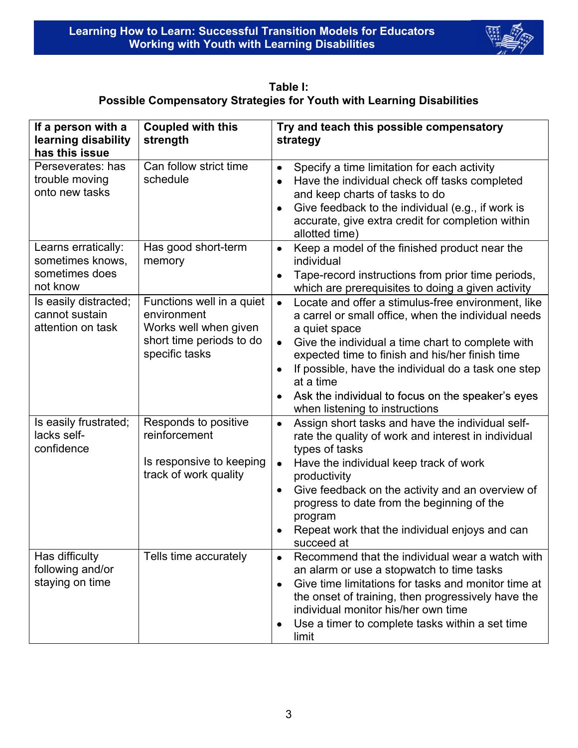**Table I:**
**Possible Compensatory Strategies for Youth with Learning Disabilities**

| If a person with a learning disability has this issue | Coupled with this strength | Try and teach this possible compensatory strategy |
|---|---|---|
| Perseverates: has trouble moving onto new tasks | Can follow strict time schedule | • Specify a time limitation for each activity<br>• Have the individual check off tasks completed and keep charts of tasks to do<br>• Give feedback to the individual (e.g., if work is accurate, give extra credit for completion within allotted time) |
| Learns erratically: sometimes knows, sometimes does not know | Has good short-term memory | • Keep a model of the finished product near the individual<br>• Tape-record instructions from prior time periods, which are prerequisites to doing a given activity |
| Is easily distracted; cannot sustain attention on task | Functions well in a quiet environment<br>Works well when given short time periods to do specific tasks | • Locate and offer a stimulus-free environment, like a carrel or small office, when the individual needs a quiet space<br>• Give the individual a time chart to complete with expected time to finish and his/her finish time<br>• If possible, have the individual do a task one step at a time<br>• Ask the individual to focus on the speaker's eyes when listening to instructions |
| Is easily frustrated; lacks self-confidence | Responds to positive reinforcement<br><br>Is responsive to keeping track of work quality | • Assign short tasks and have the individual self-rate the quality of work and interest in individual types of tasks<br>• Have the individual keep track of work productivity<br>• Give feedback on the activity and an overview of progress to date from the beginning of the program<br>• Repeat work that the individual enjoys and can succeed at |
| Has difficulty following and/or staying on time | Tells time accurately | • Recommend that the individual wear a watch with an alarm or use a stopwatch to time tasks<br>• Give time limitations for tasks and monitor time at the onset of training, then progressively have the individual monitor his/her own time<br>• Use a timer to complete tasks within a set time limit |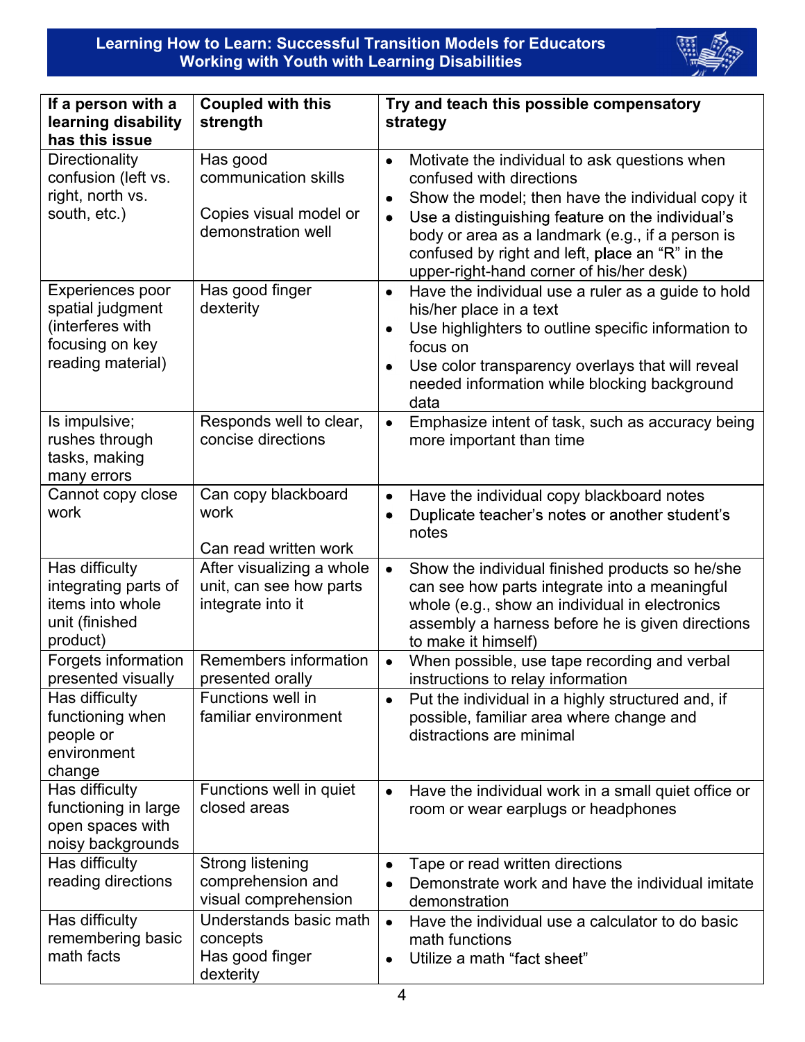| If a person with a learning disability has this issue | Coupled with this strength | Try and teach this possible compensatory strategy |
|---|---|---|
| Directionality confusion (left vs. right, north vs. south, etc.) | Has good communication skills<br><br>Copies visual model or demonstration well | • Motivate the individual to ask questions when confused with directions<br>• Show the model; then have the individual copy it<br>• Use a distinguishing feature on the individual's body or area as a landmark (e.g., if a person is confused by right and left, place an "R" in the upper-right-hand corner of his/her desk) |
| Experiences poor spatial judgment (interferes with focusing on key reading material) | Has good finger dexterity | • Have the individual use a ruler as a guide to hold his/her place in a text<br>• Use highlighters to outline specific information to focus on<br>• Use color transparency overlays that will reveal needed information while blocking background data |
| Is impulsive; rushes through tasks, making many errors | Responds well to clear, concise directions | • Emphasize intent of task, such as accuracy being more important than time |
| Cannot copy close work | Can copy blackboard work<br><br>Can read written work | • Have the individual copy blackboard notes<br>• Duplicate teacher's notes or another student's notes |
| Has difficulty integrating parts of items into whole unit (finished product) | After visualizing a whole unit, can see how parts integrate into it | • Show the individual finished products so he/she can see how parts integrate into a meaningful whole (e.g., show an individual in electronics assembly a harness before he is given directions to make it himself) |
| Forgets information presented visually | Remembers information presented orally | • When possible, use tape recording and verbal instructions to relay information |
| Has difficulty functioning when people or environment change | Functions well in familiar environment | • Put the individual in a highly structured and, if possible, familiar area where change and distractions are minimal |
| Has difficulty functioning in large open spaces with noisy backgrounds | Functions well in quiet closed areas | • Have the individual work in a small quiet office or room or wear earplugs or headphones |
| Has difficulty reading directions | Strong listening comprehension and visual comprehension | • Tape or read written directions<br>• Demonstrate work and have the individual imitate demonstration |
| Has difficulty remembering basic math facts | Understands basic math concepts<br>Has good finger dexterity | • Have the individual use a calculator to do basic math functions<br>• Utilize a math "fact sheet" |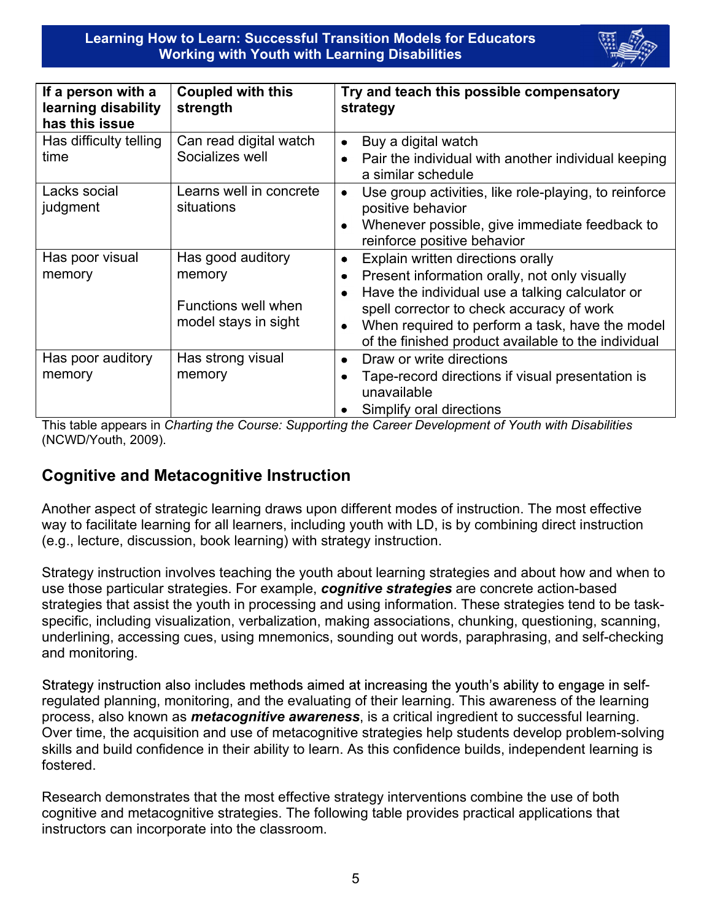| If a person with a learning disability has this issue | Coupled with this strength | Try and teach this possible compensatory strategy |
|---|---|---|
| Has difficulty telling time | Can read digital watch<br>Socializes well | • Buy a digital watch<br>• Pair the individual with another individual keeping a similar schedule |
| Lacks social judgment | Learns well in concrete situations | • Use group activities, like role-playing, to reinforce positive behavior<br>• Whenever possible, give immediate feedback to reinforce positive behavior |
| Has poor visual memory | Has good auditory memory<br><br>Functions well when model stays in sight | • Explain written directions orally<br>• Present information orally, not only visually<br>• Have the individual use a talking calculator or spell corrector to check accuracy of work<br>• When required to perform a task, have the model of the finished product available to the individual |
| Has poor auditory memory | Has strong visual memory | • Draw or write directions<br>• Tape-record directions if visual presentation is unavailable<br>• Simplify oral directions |

This table appears in *Charting the Course: Supporting the Career Development of Youth with Disabilities* (NCWD/Youth, 2009).

## Cognitive and Metacognitive Instruction

Another aspect of strategic learning draws upon different modes of instruction. The most effective way to facilitate learning for all learners, including youth with LD, is by combining direct instruction (e.g., lecture, discussion, book learning) with strategy instruction.

Strategy instruction involves teaching the youth about learning strategies and about how and when to use those particular strategies. For example, ***cognitive strategies*** are concrete action-based strategies that assist the youth in processing and using information. These strategies tend to be task-specific, including visualization, verbalization, making associations, chunking, questioning, scanning, underlining, accessing cues, using mnemonics, sounding out words, paraphrasing, and self-checking and monitoring.

Strategy instruction also includes methods aimed at increasing the youth's ability to engage in self-regulated planning, monitoring, and the evaluating of their learning. This awareness of the learning process, also known as ***metacognitive awareness***, is a critical ingredient to successful learning. Over time, the acquisition and use of metacognitive strategies help students develop problem-solving skills and build confidence in their ability to learn. As this confidence builds, independent learning is fostered.

Research demonstrates that the most effective strategy interventions combine the use of both cognitive and metacognitive strategies. The following table provides practical applications that instructors can incorporate into the classroom.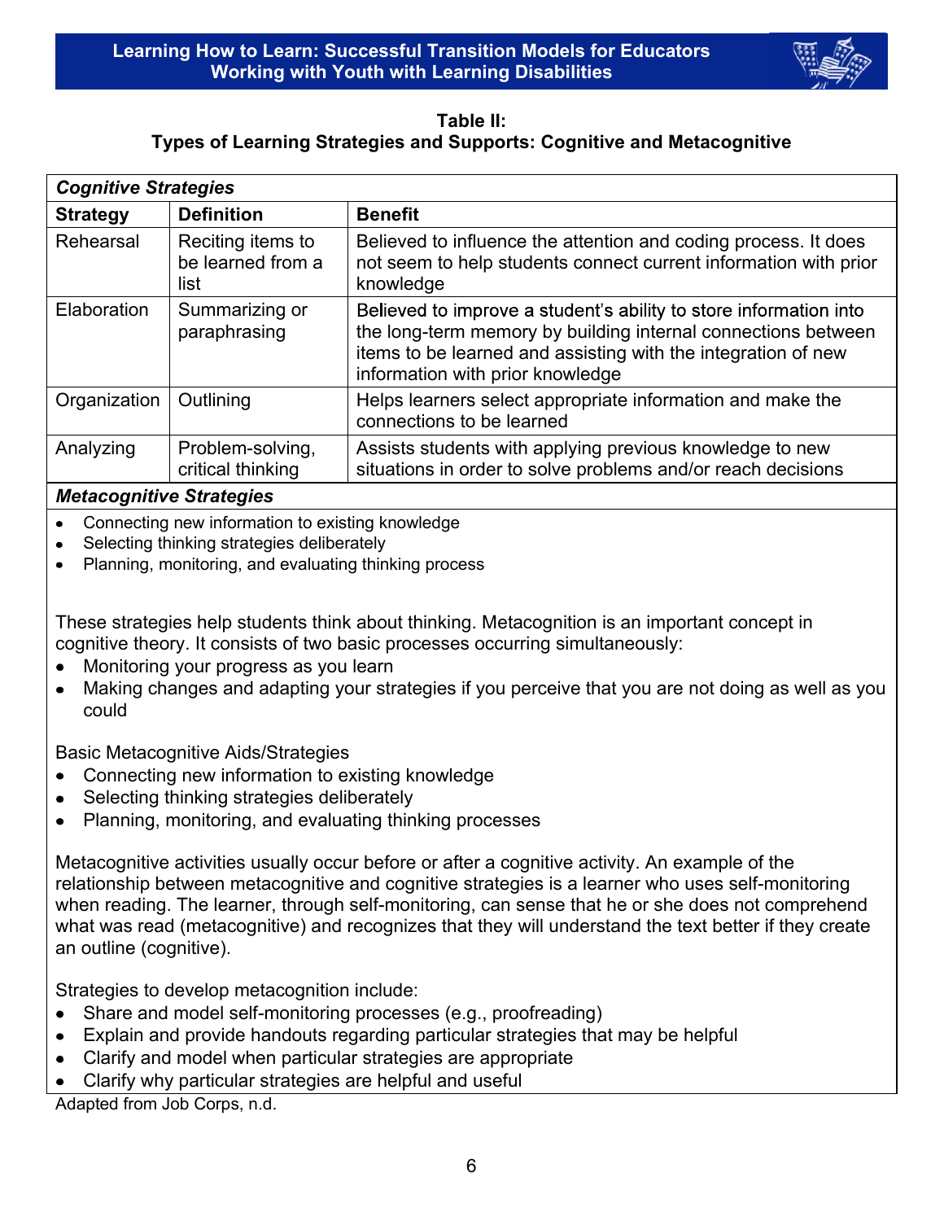**Table II:**
**Types of Learning Strategies and Supports: Cognitive and Metacognitive**

***Cognitive Strategies***

| Strategy | Definition | Benefit |
|---|---|---|
| Rehearsal | Reciting items to be learned from a list | Believed to influence the attention and coding process. It does not seem to help students connect current information with prior knowledge |
| Elaboration | Summarizing or paraphrasing | Believed to improve a student's ability to store information into the long-term memory by building internal connections between items to be learned and assisting with the integration of new information with prior knowledge |
| Organization | Outlining | Helps learners select appropriate information and make the connections to be learned |
| Analyzing | Problem-solving, critical thinking | Assists students with applying previous knowledge to new situations in order to solve problems and/or reach decisions |

***Metacognitive Strategies***

- Connecting new information to existing knowledge
- Selecting thinking strategies deliberately
- Planning, monitoring, and evaluating thinking process

These strategies help students think about thinking. Metacognition is an important concept in cognitive theory. It consists of two basic processes occurring simultaneously:

- Monitoring your progress as you learn
- Making changes and adapting your strategies if you perceive that you are not doing as well as you could

Basic Metacognitive Aids/Strategies

- Connecting new information to existing knowledge
- Selecting thinking strategies deliberately
- Planning, monitoring, and evaluating thinking processes

Metacognitive activities usually occur before or after a cognitive activity. An example of the relationship between metacognitive and cognitive strategies is a learner who uses self-monitoring when reading. The learner, through self-monitoring, can sense that he or she does not comprehend what was read (metacognitive) and recognizes that they will understand the text better if they create an outline (cognitive).

Strategies to develop metacognition include:

- Share and model self-monitoring processes (e.g., proofreading)
- Explain and provide handouts regarding particular strategies that may be helpful
- Clarify and model when particular strategies are appropriate
- Clarify why particular strategies are helpful and useful

Adapted from Job Corps, n.d.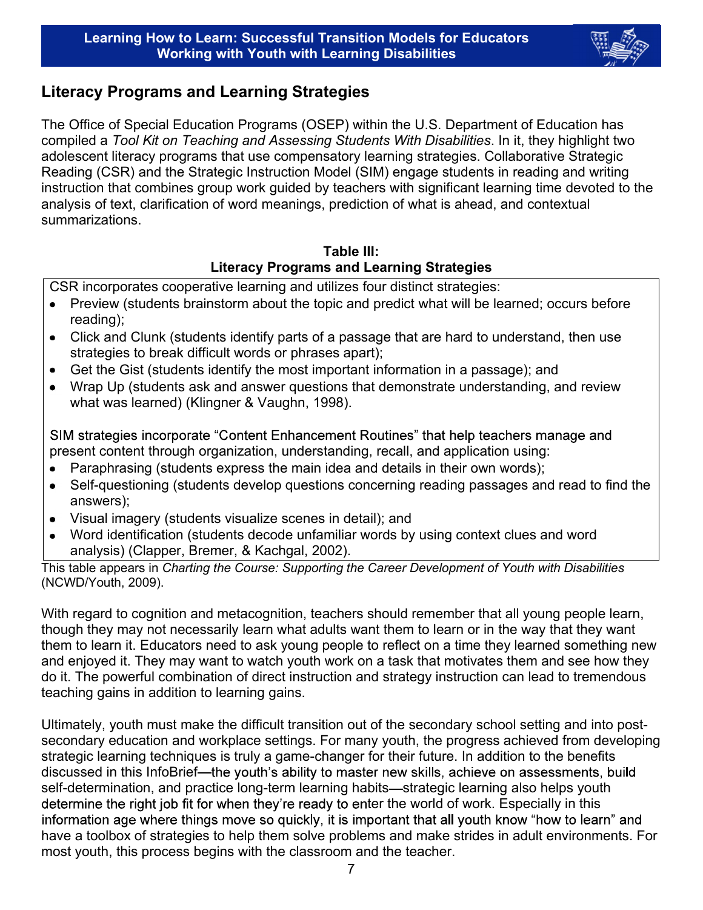## Literacy Programs and Learning Strategies

The Office of Special Education Programs (OSEP) within the U.S. Department of Education has compiled a *Tool Kit on Teaching and Assessing Students With Disabilities*. In it, they highlight two adolescent literacy programs that use compensatory learning strategies. Collaborative Strategic Reading (CSR) and the Strategic Instruction Model (SIM) engage students in reading and writing instruction that combines group work guided by teachers with significant learning time devoted to the analysis of text, clarification of word meanings, prediction of what is ahead, and contextual summarizations.

**Table III:**
**Literacy Programs and Learning Strategies**

CSR incorporates cooperative learning and utilizes four distinct strategies:

- Preview (students brainstorm about the topic and predict what will be learned; occurs before reading);
- Click and Clunk (students identify parts of a passage that are hard to understand, then use strategies to break difficult words or phrases apart);
- Get the Gist (students identify the most important information in a passage); and
- Wrap Up (students ask and answer questions that demonstrate understanding, and review what was learned) (Klingner & Vaughn, 1998).

SIM strategies incorporate "Content Enhancement Routines" that help teachers manage and present content through organization, understanding, recall, and application using:

- Paraphrasing (students express the main idea and details in their own words);
- Self-questioning (students develop questions concerning reading passages and read to find the answers);
- Visual imagery (students visualize scenes in detail); and
- Word identification (students decode unfamiliar words by using context clues and word analysis) (Clapper, Bremer, & Kachgal, 2002).

This table appears in *Charting the Course: Supporting the Career Development of Youth with Disabilities* (NCWD/Youth, 2009).

With regard to cognition and metacognition, teachers should remember that all young people learn, though they may not necessarily learn what adults want them to learn or in the way that they want them to learn it. Educators need to ask young people to reflect on a time they learned something new and enjoyed it. They may want to watch youth work on a task that motivates them and see how they do it. The powerful combination of direct instruction and strategy instruction can lead to tremendous teaching gains in addition to learning gains.

Ultimately, youth must make the difficult transition out of the secondary school setting and into post-secondary education and workplace settings. For many youth, the progress achieved from developing strategic learning techniques is truly a game-changer for their future. In addition to the benefits discussed in this InfoBrief—the youth's ability to master new skills, achieve on assessments, build self-determination, and practice long-term learning habits—strategic learning also helps youth determine the right job fit for when they're ready to enter the world of work. Especially in this information age where things move so quickly, it is important that all youth know "how to learn" and have a toolbox of strategies to help them solve problems and make strides in adult environments. For most youth, this process begins with the classroom and the teacher.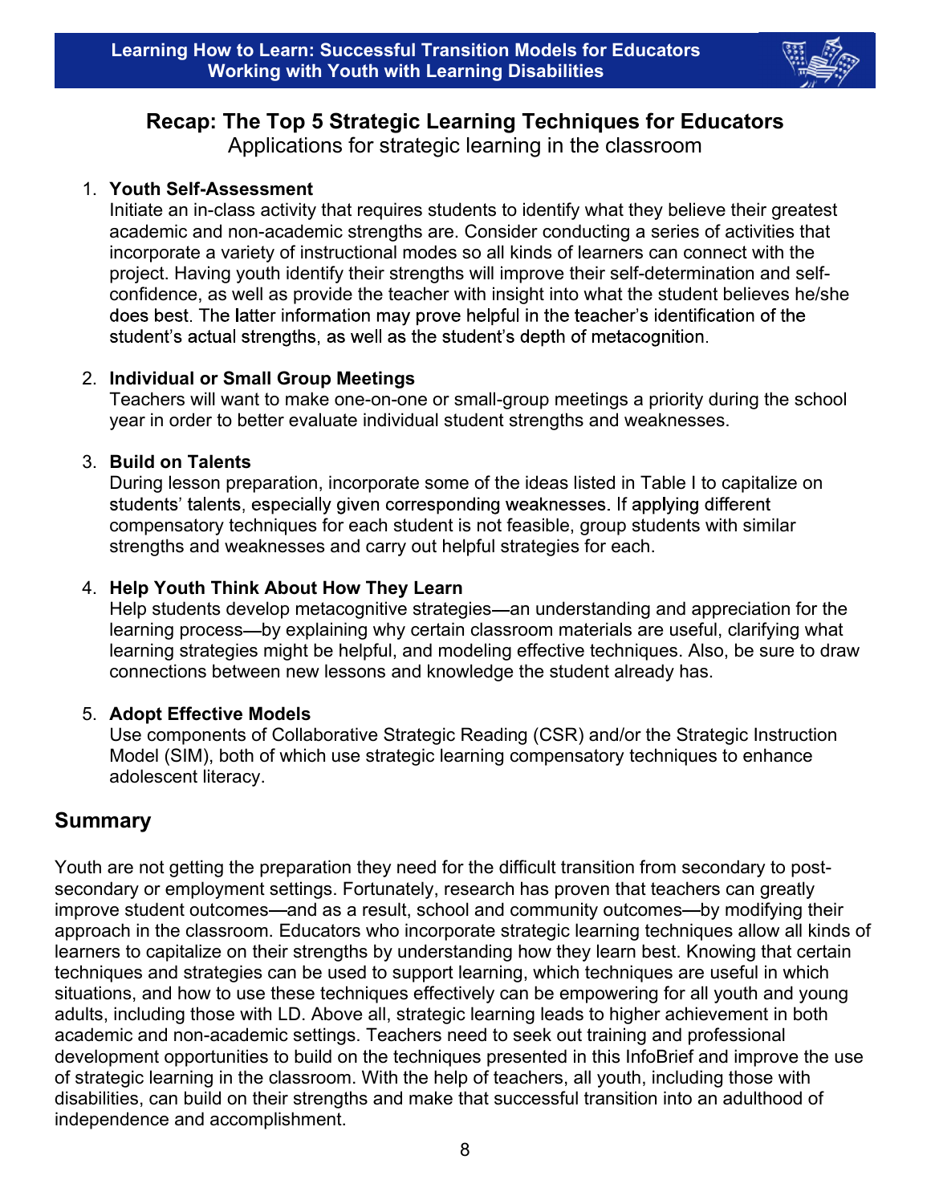## Recap: The Top 5 Strategic Learning Techniques for Educators

Applications for strategic learning in the classroom

1. **Youth Self-Assessment**
   Initiate an in-class activity that requires students to identify what they believe their greatest academic and non-academic strengths are. Consider conducting a series of activities that incorporate a variety of instructional modes so all kinds of learners can connect with the project. Having youth identify their strengths will improve their self-determination and self-confidence, as well as provide the teacher with insight into what the student believes he/she does best. The latter information may prove helpful in the teacher's identification of the student's actual strengths, as well as the student's depth of metacognition.

2. **Individual or Small Group Meetings**
   Teachers will want to make one-on-one or small-group meetings a priority during the school year in order to better evaluate individual student strengths and weaknesses.

3. **Build on Talents**
   During lesson preparation, incorporate some of the ideas listed in Table I to capitalize on students' talents, especially given corresponding weaknesses. If applying different compensatory techniques for each student is not feasible, group students with similar strengths and weaknesses and carry out helpful strategies for each.

4. **Help Youth Think About How They Learn**
   Help students develop metacognitive strategies—an understanding and appreciation for the learning process—by explaining why certain classroom materials are useful, clarifying what learning strategies might be helpful, and modeling effective techniques. Also, be sure to draw connections between new lessons and knowledge the student already has.

5. **Adopt Effective Models**
   Use components of Collaborative Strategic Reading (CSR) and/or the Strategic Instruction Model (SIM), both of which use strategic learning compensatory techniques to enhance adolescent literacy.

## Summary

Youth are not getting the preparation they need for the difficult transition from secondary to post-secondary or employment settings. Fortunately, research has proven that teachers can greatly improve student outcomes—and as a result, school and community outcomes—by modifying their approach in the classroom. Educators who incorporate strategic learning techniques allow all kinds of learners to capitalize on their strengths by understanding how they learn best. Knowing that certain techniques and strategies can be used to support learning, which techniques are useful in which situations, and how to use these techniques effectively can be empowering for all youth and young adults, including those with LD. Above all, strategic learning leads to higher achievement in both academic and non-academic settings. Teachers need to seek out training and professional development opportunities to build on the techniques presented in this InfoBrief and improve the use of strategic learning in the classroom. With the help of teachers, all youth, including those with disabilities, can build on their strengths and make that successful transition into an adulthood of independence and accomplishment.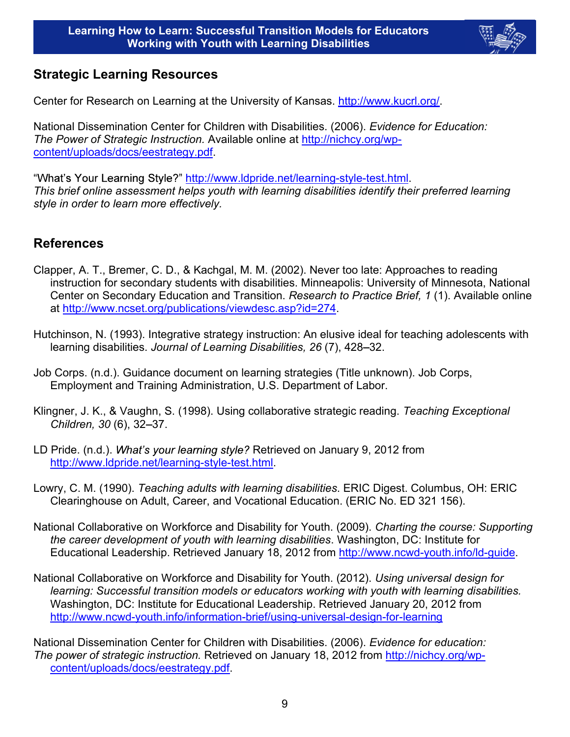## Strategic Learning Resources

Center for Research on Learning at the University of Kansas. http://www.kucrl.org/.

National Dissemination Center for Children with Disabilities. (2006). *Evidence for Education: The Power of Strategic Instruction.* Available online at http://nichcy.org/wp-content/uploads/docs/eestrategy.pdf.

"What's Your Learning Style?" http://www.ldpride.net/learning-style-test.html.
*This brief online assessment helps youth with learning disabilities identify their preferred learning style in order to learn more effectively.*

## References

Clapper, A. T., Bremer, C. D., & Kachgal, M. M. (2002). Never too late: Approaches to reading instruction for secondary students with disabilities. Minneapolis: University of Minnesota, National Center on Secondary Education and Transition. *Research to Practice Brief, 1* (1). Available online at http://www.ncset.org/publications/viewdesc.asp?id=274.

Hutchinson, N. (1993). Integrative strategy instruction: An elusive ideal for teaching adolescents with learning disabilities. *Journal of Learning Disabilities, 26* (7), 428–32.

Job Corps. (n.d.). Guidance document on learning strategies (Title unknown). Job Corps, Employment and Training Administration, U.S. Department of Labor.

Klingner, J. K., & Vaughn, S. (1998). Using collaborative strategic reading. *Teaching Exceptional Children, 30* (6), 32–37.

LD Pride. (n.d.). *What's your learning style?* Retrieved on January 9, 2012 from http://www.ldpride.net/learning-style-test.html.

Lowry, C. M. (1990). *Teaching adults with learning disabilities*. ERIC Digest. Columbus, OH: ERIC Clearinghouse on Adult, Career, and Vocational Education. (ERIC No. ED 321 156).

National Collaborative on Workforce and Disability for Youth. (2009). *Charting the course: Supporting the career development of youth with learning disabilities*. Washington, DC: Institute for Educational Leadership. Retrieved January 18, 2012 from http://www.ncwd-youth.info/ld-guide.

National Collaborative on Workforce and Disability for Youth. (2012). *Using universal design for learning: Successful transition models or educators working with youth with learning disabilities.* Washington, DC: Institute for Educational Leadership. Retrieved January 20, 2012 from http://www.ncwd-youth.info/information-brief/using-universal-design-for-learning

National Dissemination Center for Children with Disabilities. (2006). *Evidence for education: The power of strategic instruction.* Retrieved on January 18, 2012 from http://nichcy.org/wp-content/uploads/docs/eestrategy.pdf.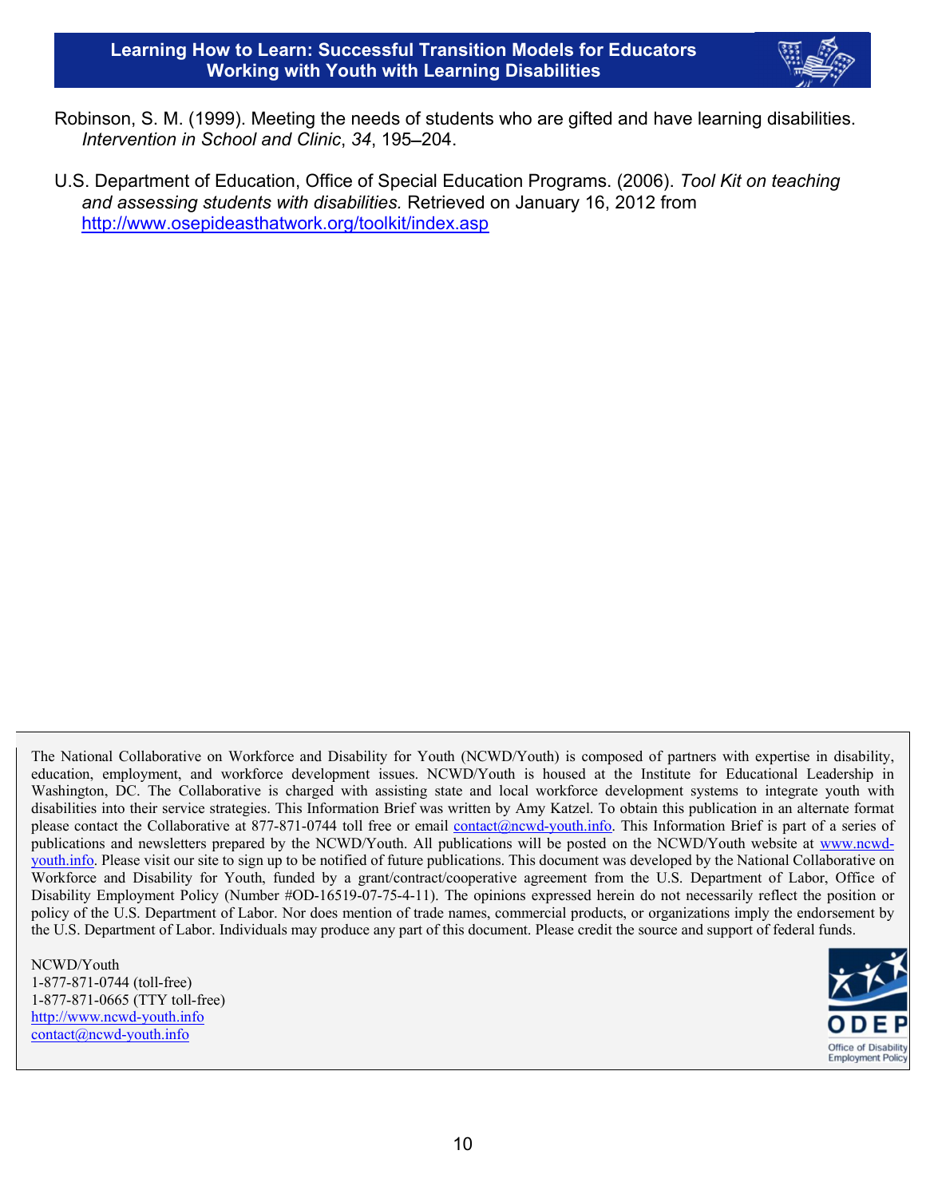Robinson, S. M. (1999). Meeting the needs of students who are gifted and have learning disabilities. *Intervention in School and Clinic*, *34*, 195–204.

U.S. Department of Education, Office of Special Education Programs. (2006). *Tool Kit on teaching and assessing students with disabilities.* Retrieved on January 16, 2012 from http://www.osepideasthatwork.org/toolkit/index.asp

The National Collaborative on Workforce and Disability for Youth (NCWD/Youth) is composed of partners with expertise in disability, education, employment, and workforce development issues. NCWD/Youth is housed at the Institute for Educational Leadership in Washington, DC. The Collaborative is charged with assisting state and local workforce development systems to integrate youth with disabilities into their service strategies. This Information Brief was written by Amy Katzel. To obtain this publication in an alternate format please contact the Collaborative at 877-871-0744 toll free or email contact@ncwd-youth.info. This Information Brief is part of a series of publications and newsletters prepared by the NCWD/Youth. All publications will be posted on the NCWD/Youth website at www.ncwd-youth.info. Please visit our site to sign up to be notified of future publications. This document was developed by the National Collaborative on Workforce and Disability for Youth, funded by a grant/contract/cooperative agreement from the U.S. Department of Labor, Office of Disability Employment Policy (Number #OD-16519-07-75-4-11). The opinions expressed herein do not necessarily reflect the position or policy of the U.S. Department of Labor. Nor does mention of trade names, commercial products, or organizations imply the endorsement by the U.S. Department of Labor. Individuals may produce any part of this document. Please credit the source and support of federal funds.

NCWD/Youth
1-877-871-0744 (toll-free)
1-877-871-0665 (TTY toll-free)
http://www.ncwd-youth.info
contact@ncwd-youth.info

ODEP
Office of Disability Employment Policy